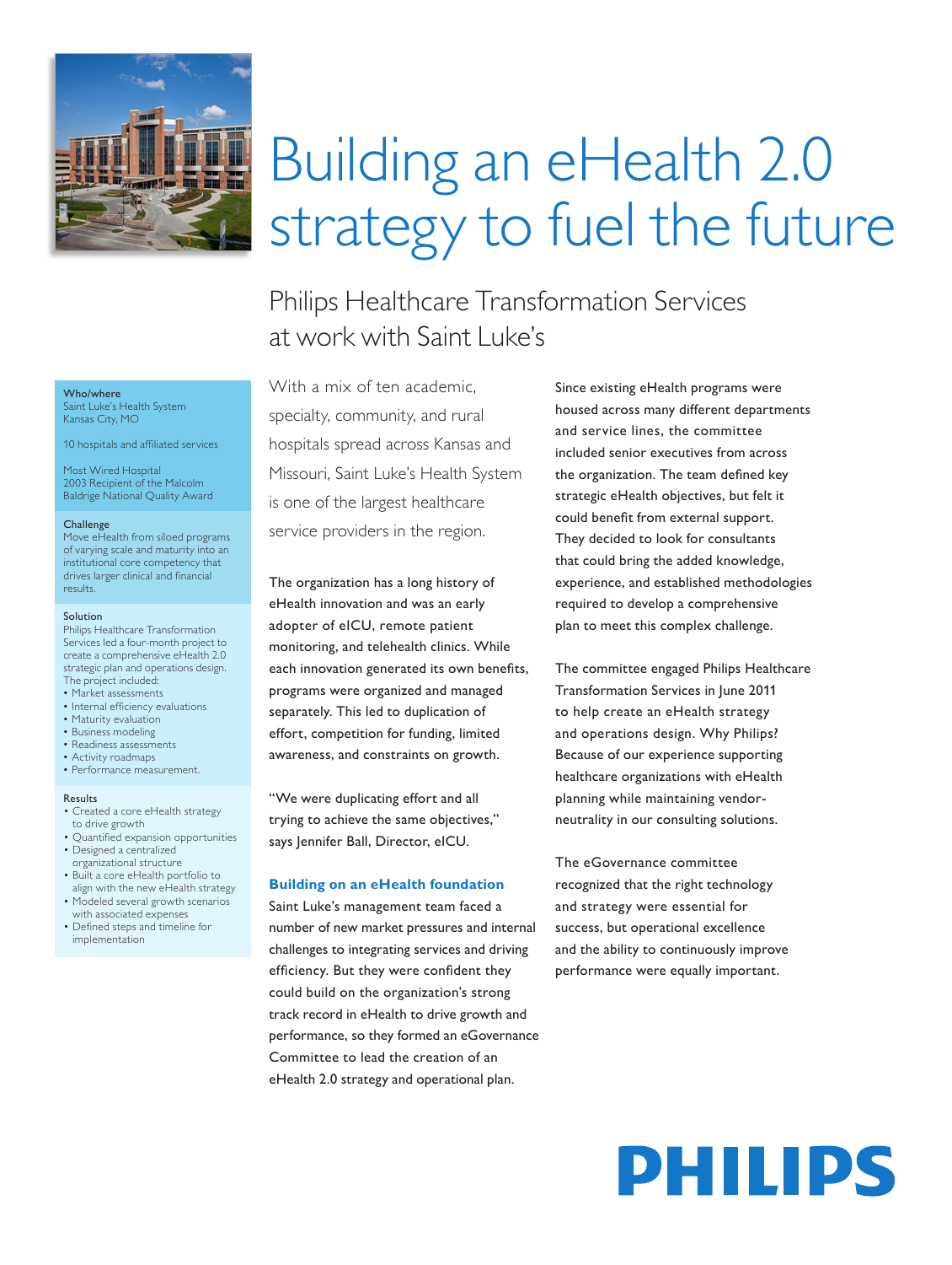# Building an eHealth 2.0 strategy to fuel the future

## Philips Healthcare Transformation Services at work with Saint Luke's

**Who/where**
Saint Luke's Health System
Kansas City, MO

10 hospitals and affiliated services

Most Wired Hospital
2003 Recipient of the Malcolm Baldrige National Quality Award

**Challenge**
Move eHealth from siloed programs of varying scale and maturity into an institutional core competency that drives larger clinical and financial results.

**Solution**
Philips Healthcare Transformation Services led a four-month project to create a comprehensive eHealth 2.0 strategic plan and operations design. The project included:

- Market assessments
- Internal efficiency evaluations
- Maturity evaluation
- Business modeling
- Readiness assessments
- Activity roadmaps
- Performance measurement.

**Results**

- Created a core eHealth strategy to drive growth
- Quantified expansion opportunities
- Designed a centralized organizational structure
- Built a core eHealth portfolio to align with the new eHealth strategy
- Modeled several growth scenarios with associated expenses
- Defined steps and timeline for implementation

With a mix of ten academic, specialty, community, and rural hospitals spread across Kansas and Missouri, Saint Luke's Health System is one of the largest healthcare service providers in the region.

The organization has a long history of eHealth innovation and was an early adopter of eICU, remote patient monitoring, and telehealth clinics. While each innovation generated its own benefits, programs were organized and managed separately. This led to duplication of effort, competition for funding, limited awareness, and constraints on growth.

"We were duplicating effort and all trying to achieve the same objectives," says Jennifer Ball, Director, eICU.

### Building on an eHealth foundation

Saint Luke's management team faced a number of new market pressures and internal challenges to integrating services and driving efficiency. But they were confident they could build on the organization's strong track record in eHealth to drive growth and performance, so they formed an eGovernance Committee to lead the creation of an eHealth 2.0 strategy and operational plan.

Since existing eHealth programs were housed across many different departments and service lines, the committee included senior executives from across the organization. The team defined key strategic eHealth objectives, but felt it could benefit from external support. They decided to look for consultants that could bring the added knowledge, experience, and established methodologies required to develop a comprehensive plan to meet this complex challenge.

The committee engaged Philips Healthcare Transformation Services in June 2011 to help create an eHealth strategy and operations design. Why Philips? Because of our experience supporting healthcare organizations with eHealth planning while maintaining vendor-neutrality in our consulting solutions.

The eGovernance committee recognized that the right technology and strategy were essential for success, but operational excellence and the ability to continuously improve performance were equally important.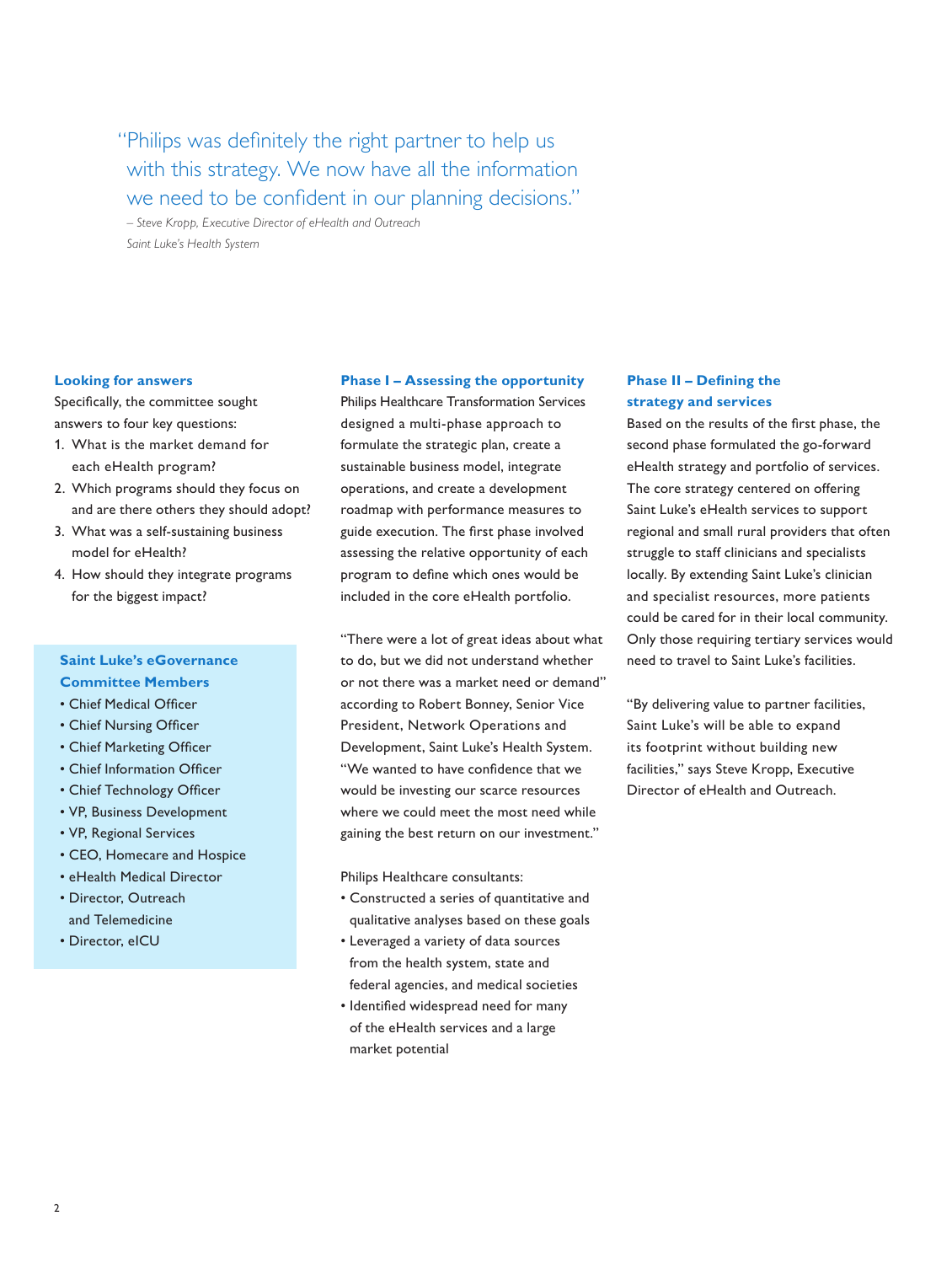> "Philips was definitely the right partner to help us with this strategy. We now have all the information we need to be confident in our planning decisions."
>
> *– Steve Kropp, Executive Director of eHealth and Outreach*
> *Saint Luke's Health System*

### Looking for answers

Specifically, the committee sought answers to four key questions:

1. What is the market demand for each eHealth program?
2. Which programs should they focus on and are there others they should adopt?
3. What was a self-sustaining business model for eHealth?
4. How should they integrate programs for the biggest impact?

### Saint Luke's eGovernance Committee Members

- Chief Medical Officer
- Chief Nursing Officer
- Chief Marketing Officer
- Chief Information Officer
- Chief Technology Officer
- VP, Business Development
- VP, Regional Services
- CEO, Homecare and Hospice
- eHealth Medical Director
- Director, Outreach and Telemedicine
- Director, eICU

### Phase I – Assessing the opportunity

Philips Healthcare Transformation Services designed a multi-phase approach to formulate the strategic plan, create a sustainable business model, integrate operations, and create a development roadmap with performance measures to guide execution. The first phase involved assessing the relative opportunity of each program to define which ones would be included in the core eHealth portfolio.

"There were a lot of great ideas about what to do, but we did not understand whether or not there was a market need or demand" according to Robert Bonney, Senior Vice President, Network Operations and Development, Saint Luke's Health System. "We wanted to have confidence that we would be investing our scarce resources where we could meet the most need while gaining the best return on our investment."

Philips Healthcare consultants:

- Constructed a series of quantitative and qualitative analyses based on these goals
- Leveraged a variety of data sources from the health system, state and federal agencies, and medical societies
- Identified widespread need for many of the eHealth services and a large market potential

### Phase II – Defining the strategy and services

Based on the results of the first phase, the second phase formulated the go-forward eHealth strategy and portfolio of services. The core strategy centered on offering Saint Luke's eHealth services to support regional and small rural providers that often struggle to staff clinicians and specialists locally. By extending Saint Luke's clinician and specialist resources, more patients could be cared for in their local community. Only those requiring tertiary services would need to travel to Saint Luke's facilities.

"By delivering value to partner facilities, Saint Luke's will be able to expand its footprint without building new facilities," says Steve Kropp, Executive Director of eHealth and Outreach.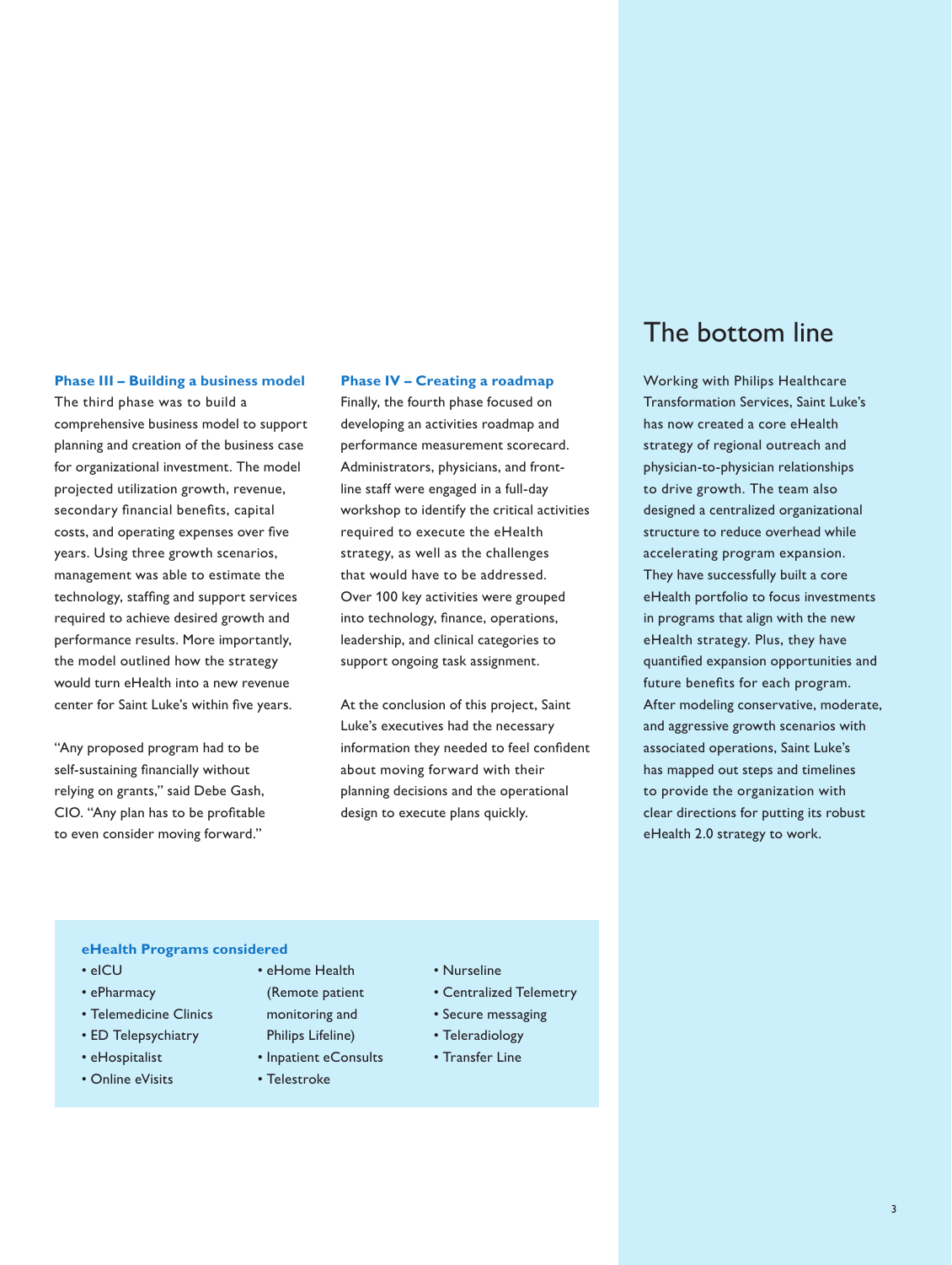### Phase III – Building a business model

The third phase was to build a comprehensive business model to support planning and creation of the business case for organizational investment. The model projected utilization growth, revenue, secondary financial benefits, capital costs, and operating expenses over five years. Using three growth scenarios, management was able to estimate the technology, staffing and support services required to achieve desired growth and performance results. More importantly, the model outlined how the strategy would turn eHealth into a new revenue center for Saint Luke's within five years.

"Any proposed program had to be self-sustaining financially without relying on grants," said Debe Gash, CIO. "Any plan has to be profitable to even consider moving forward."

### Phase IV – Creating a roadmap

Finally, the fourth phase focused on developing an activities roadmap and performance measurement scorecard. Administrators, physicians, and front-line staff were engaged in a full-day workshop to identify the critical activities required to execute the eHealth strategy, as well as the challenges that would have to be addressed. Over 100 key activities were grouped into technology, finance, operations, leadership, and clinical categories to support ongoing task assignment.

At the conclusion of this project, Saint Luke's executives had the necessary information they needed to feel confident about moving forward with their planning decisions and the operational design to execute plans quickly.

### eHealth Programs considered

- eICU
- ePharmacy
- Telemedicine Clinics
- ED Telepsychiatry
- eHospitalist
- Online eVisits
- eHome Health (Remote patient monitoring and Philips Lifeline)
- Inpatient eConsults
- Telestroke
- Nurseline
- Centralized Telemetry
- Secure messaging
- Teleradiology
- Transfer Line

## The bottom line

Working with Philips Healthcare Transformation Services, Saint Luke's has now created a core eHealth strategy of regional outreach and physician-to-physician relationships to drive growth. The team also designed a centralized organizational structure to reduce overhead while accelerating program expansion. They have successfully built a core eHealth portfolio to focus investments in programs that align with the new eHealth strategy. Plus, they have quantified expansion opportunities and future benefits for each program. After modeling conservative, moderate, and aggressive growth scenarios with associated operations, Saint Luke's has mapped out steps and timelines to provide the organization with clear directions for putting its robust eHealth 2.0 strategy to work.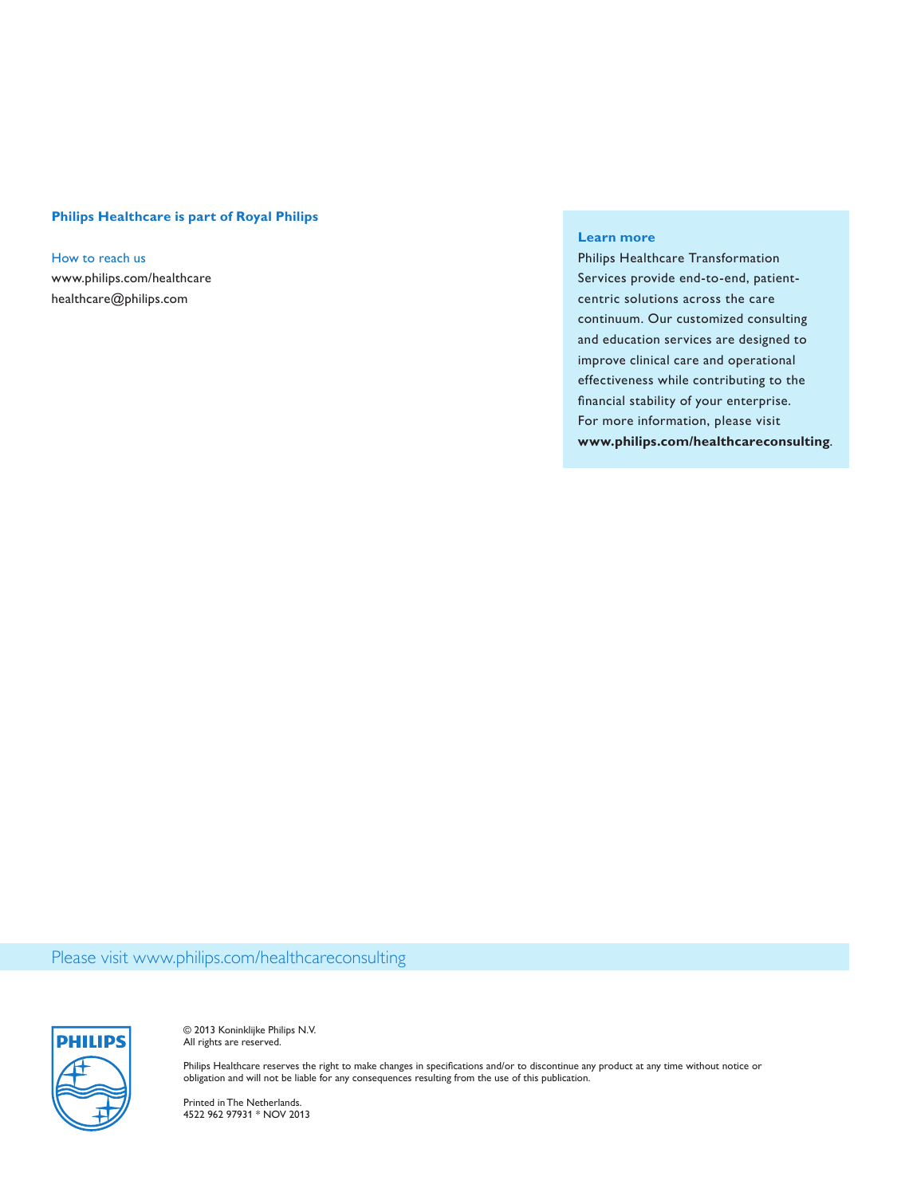**Philips Healthcare is part of Royal Philips**

How to reach us
www.philips.com/healthcare
healthcare@philips.com

**Learn more**
Philips Healthcare Transformation Services provide end-to-end, patient-centric solutions across the care continuum. Our customized consulting and education services are designed to improve clinical care and operational effectiveness while contributing to the financial stability of your enterprise. For more information, please visit **www.philips.com/healthcareconsulting**.

Please visit www.philips.com/healthcareconsulting

© 2013 Koninklijke Philips N.V.
All rights are reserved.

Philips Healthcare reserves the right to make changes in specifications and/or to discontinue any product at any time without notice or obligation and will not be liable for any consequences resulting from the use of this publication.

Printed in The Netherlands.
4522 962 97931 * NOV 2013